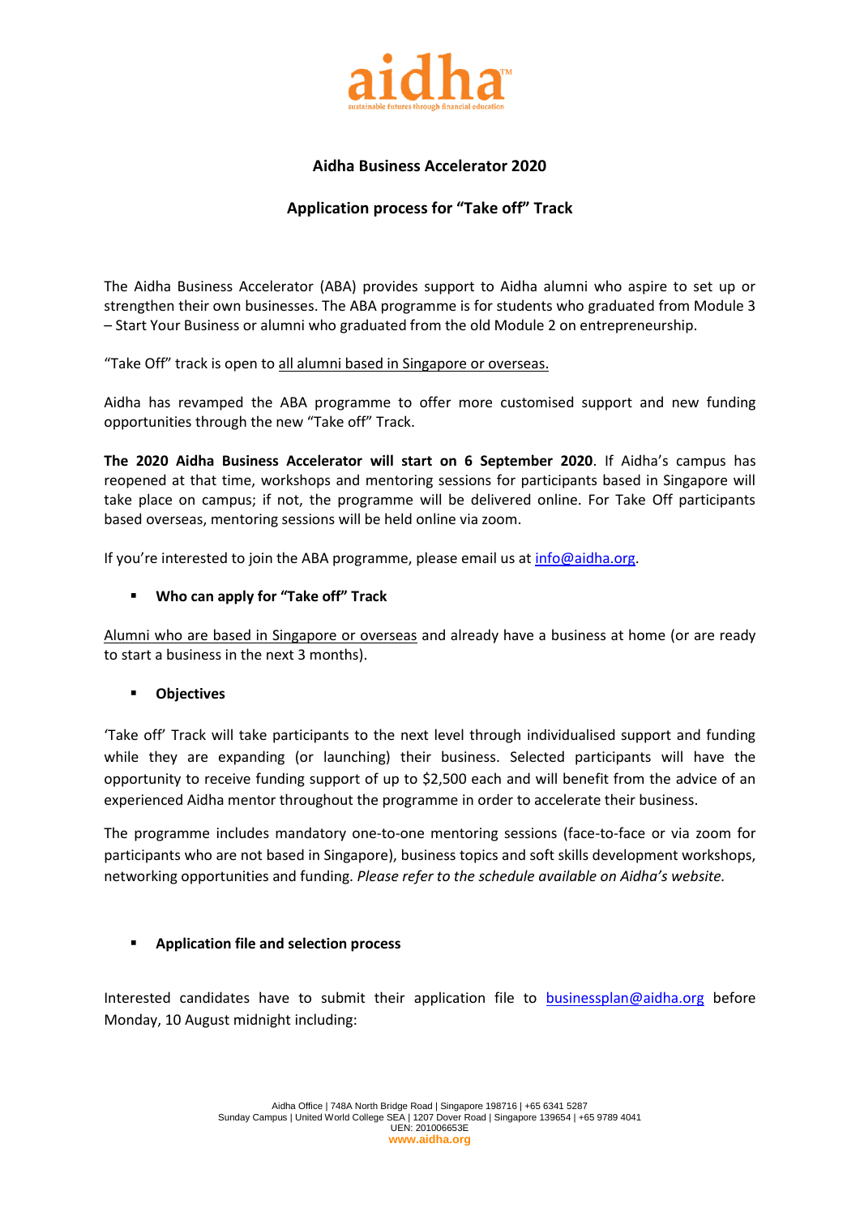# Aidha Business Accelerator 2020

## Application process for "Take off" Track

The Aidha Business Accelerator (ABA) provides support to Aidha alumni who aspire to set up or strengthen their own businesses. The ABA programme is for students who graduated from Module 3 – Start Your Business or alumni who graduated from the old Module 2 on entrepreneurship.

"Take Off" track is open to <u>all alumni based in Singapore or overseas.</u>

Aidha has revamped the ABA programme to offer more customised support and new funding opportunities through the new "Take off" Track.

**The 2020 Aidha Business Accelerator will start on 6 September 2020**. If Aidha's campus has reopened at that time, workshops and mentoring sessions for participants based in Singapore will take place on campus; if not, the programme will be delivered online. For Take Off participants based overseas, mentoring sessions will be held online via zoom.

If you're interested to join the ABA programme, please email us at info@aidha.org.

- **Who can apply for "Take off" Track**

<u>Alumni who are based in Singapore or overseas</u> and already have a business at home (or are ready to start a business in the next 3 months).

- **Objectives**

'Take off' Track will take participants to the next level through individualised support and funding while they are expanding (or launching) their business. Selected participants will have the opportunity to receive funding support of up to $2,500 each and will benefit from the advice of an experienced Aidha mentor throughout the programme in order to accelerate their business.

The programme includes mandatory one-to-one mentoring sessions (face-to-face or via zoom for participants who are not based in Singapore), business topics and soft skills development workshops, networking opportunities and funding. *Please refer to the schedule available on Aidha's website.*

- **Application file and selection process**

Interested candidates have to submit their application file to businessplan@aidha.org before Monday, 10 August midnight including: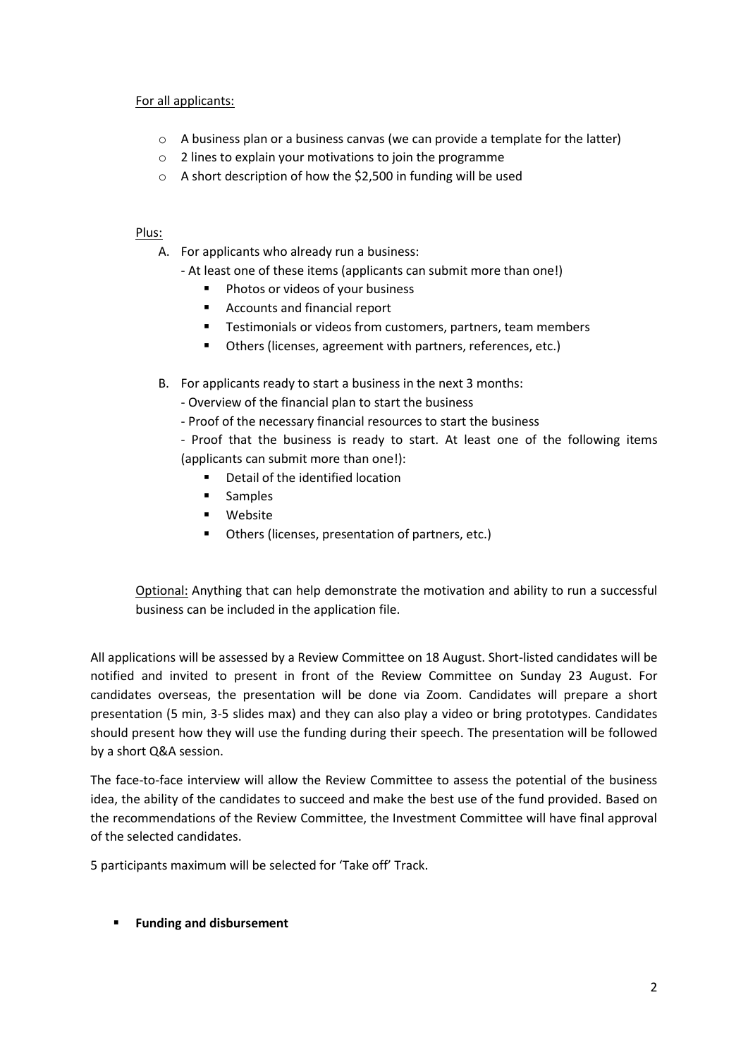For all applicants:

- A business plan or a business canvas (we can provide a template for the latter)
- 2 lines to explain your motivations to join the programme
- A short description of how the $2,500 in funding will be used

Plus:

A. For applicants who already run a business:
   - At least one of these items (applicants can submit more than one!)
     - Photos or videos of your business
     - Accounts and financial report
     - Testimonials or videos from customers, partners, team members
     - Others (licenses, agreement with partners, references, etc.)

B. For applicants ready to start a business in the next 3 months:
   - Overview of the financial plan to start the business
   - Proof of the necessary financial resources to start the business
   - Proof that the business is ready to start. At least one of the following items (applicants can submit more than one!):
     - Detail of the identified location
     - Samples
     - Website
     - Others (licenses, presentation of partners, etc.)

Optional: Anything that can help demonstrate the motivation and ability to run a successful business can be included in the application file.

All applications will be assessed by a Review Committee on 18 August. Short-listed candidates will be notified and invited to present in front of the Review Committee on Sunday 23 August. For candidates overseas, the presentation will be done via Zoom. Candidates will prepare a short presentation (5 min, 3-5 slides max) and they can also play a video or bring prototypes. Candidates should present how they will use the funding during their speech. The presentation will be followed by a short Q&A session.

The face-to-face interview will allow the Review Committee to assess the potential of the business idea, the ability of the candidates to succeed and make the best use of the fund provided. Based on the recommendations of the Review Committee, the Investment Committee will have final approval of the selected candidates.

5 participants maximum will be selected for 'Take off' Track.

- **Funding and disbursement**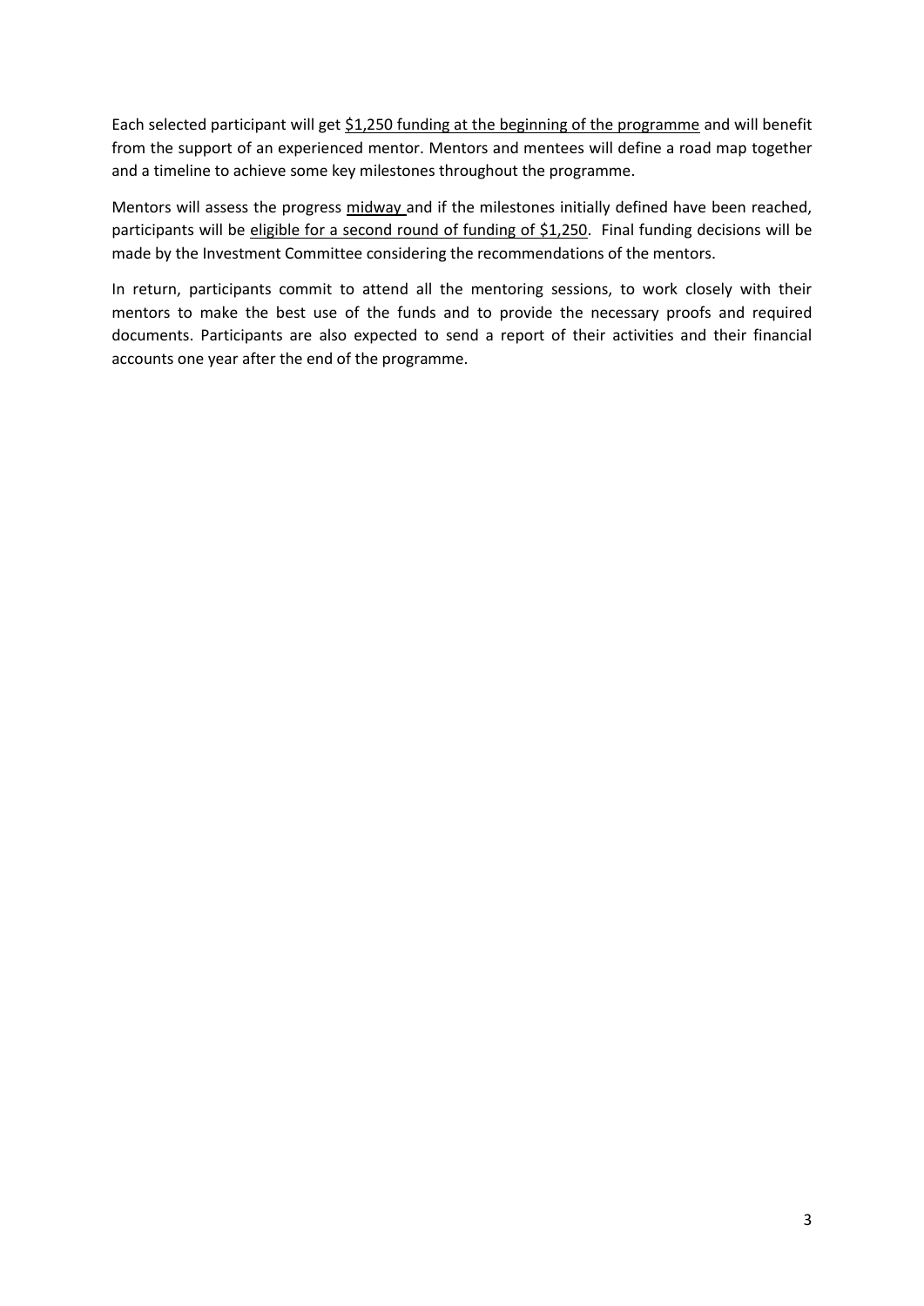Each selected participant will get $1,250 funding at the beginning of the programme and will benefit from the support of an experienced mentor. Mentors and mentees will define a road map together and a timeline to achieve some key milestones throughout the programme.

Mentors will assess the progress midway and if the milestones initially defined have been reached, participants will be eligible for a second round of funding of $1,250. Final funding decisions will be made by the Investment Committee considering the recommendations of the mentors.

In return, participants commit to attend all the mentoring sessions, to work closely with their mentors to make the best use of the funds and to provide the necessary proofs and required documents. Participants are also expected to send a report of their activities and their financial accounts one year after the end of the programme.